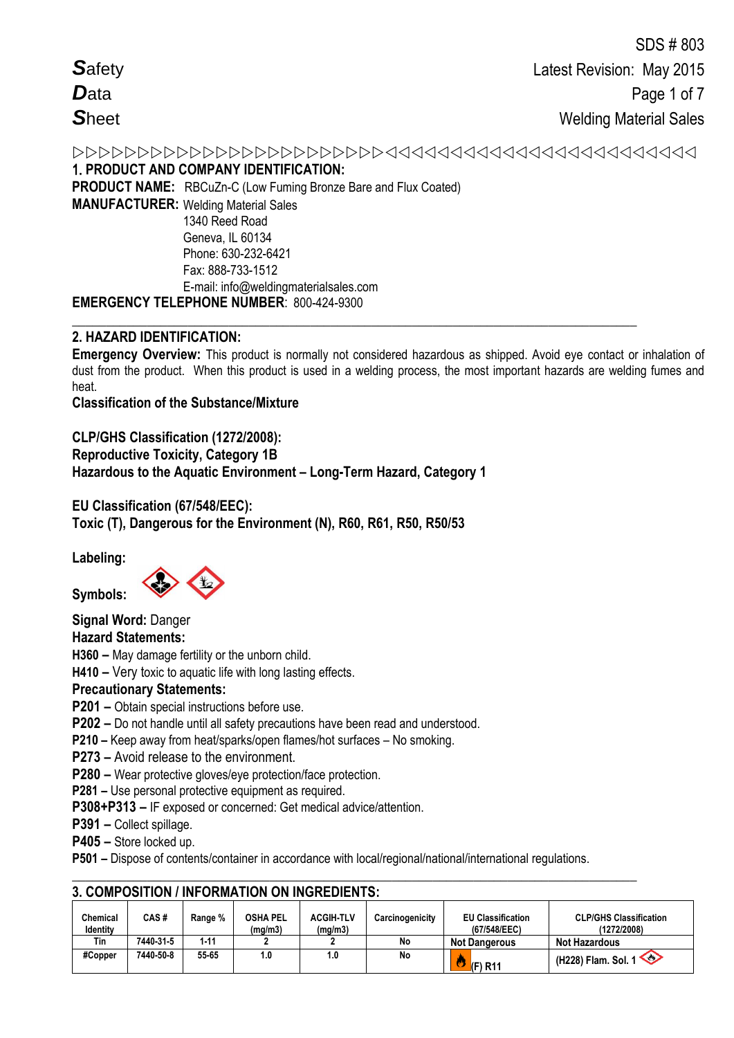# Safety Data Sheet

SDS # 803
Latest Revision: May 2015
Welding Material Sales

## 1. PRODUCT AND COMPANY IDENTIFICATION:

**PRODUCT NAME:** RBCuZn-C (Low Fuming Bronze Bare and Flux Coated)

**MANUFACTURER:** Welding Material Sales
1340 Reed Road
Geneva, IL 60134
Phone: 630-232-6421
Fax: 888-733-1512
E-mail: info@weldingmaterialsales.com

**EMERGENCY TELEPHONE NUMBER**: 800-424-9300

## 2. HAZARD IDENTIFICATION:

**Emergency Overview:** This product is normally not considered hazardous as shipped. Avoid eye contact or inhalation of dust from the product. When this product is used in a welding process, the most important hazards are welding fumes and heat.

**Classification of the Substance/Mixture**

**CLP/GHS Classification (1272/2008):**
**Reproductive Toxicity, Category 1B**
**Hazardous to the Aquatic Environment – Long-Term Hazard, Category 1**

**EU Classification (67/548/EEC):**
**Toxic (T), Dangerous for the Environment (N), R60, R61, R50, R50/53**

**Labeling:**

**Symbols:**

**Signal Word:** Danger

**Hazard Statements:**

**H360 –** May damage fertility or the unborn child.
**H410 –** Very toxic to aquatic life with long lasting effects.

**Precautionary Statements:**

**P201 –** Obtain special instructions before use.
**P202 –** Do not handle until all safety precautions have been read and understood.
**P210 –** Keep away from heat/sparks/open flames/hot surfaces – No smoking.
**P273 –** Avoid release to the environment.
**P280 –** Wear protective gloves/eye protection/face protection.
**P281 –** Use personal protective equipment as required.
**P308+P313 –** IF exposed or concerned: Get medical advice/attention.
**P391 –** Collect spillage.
**P405 –** Store locked up.
**P501 –** Dispose of contents/container in accordance with local/regional/national/international regulations.

## 3. COMPOSITION / INFORMATION ON INGREDIENTS:

| Chemical Identity | CAS # | Range % | OSHA PEL (mg/m3) | ACGIH-TLV (mg/m3) | Carcinogenicity | EU Classification (67/548/EEC) | CLP/GHS Classification (1272/2008) |
|---|---|---|---|---|---|---|---|
| Tin | 7440-31-5 | 1-11 | 2 | 2 | No | Not Dangerous | Not Hazardous |
| #Copper | 7440-50-8 | 55-65 | 1.0 | 1.0 | No | (F) R11 | (H228) Flam. Sol. 1 |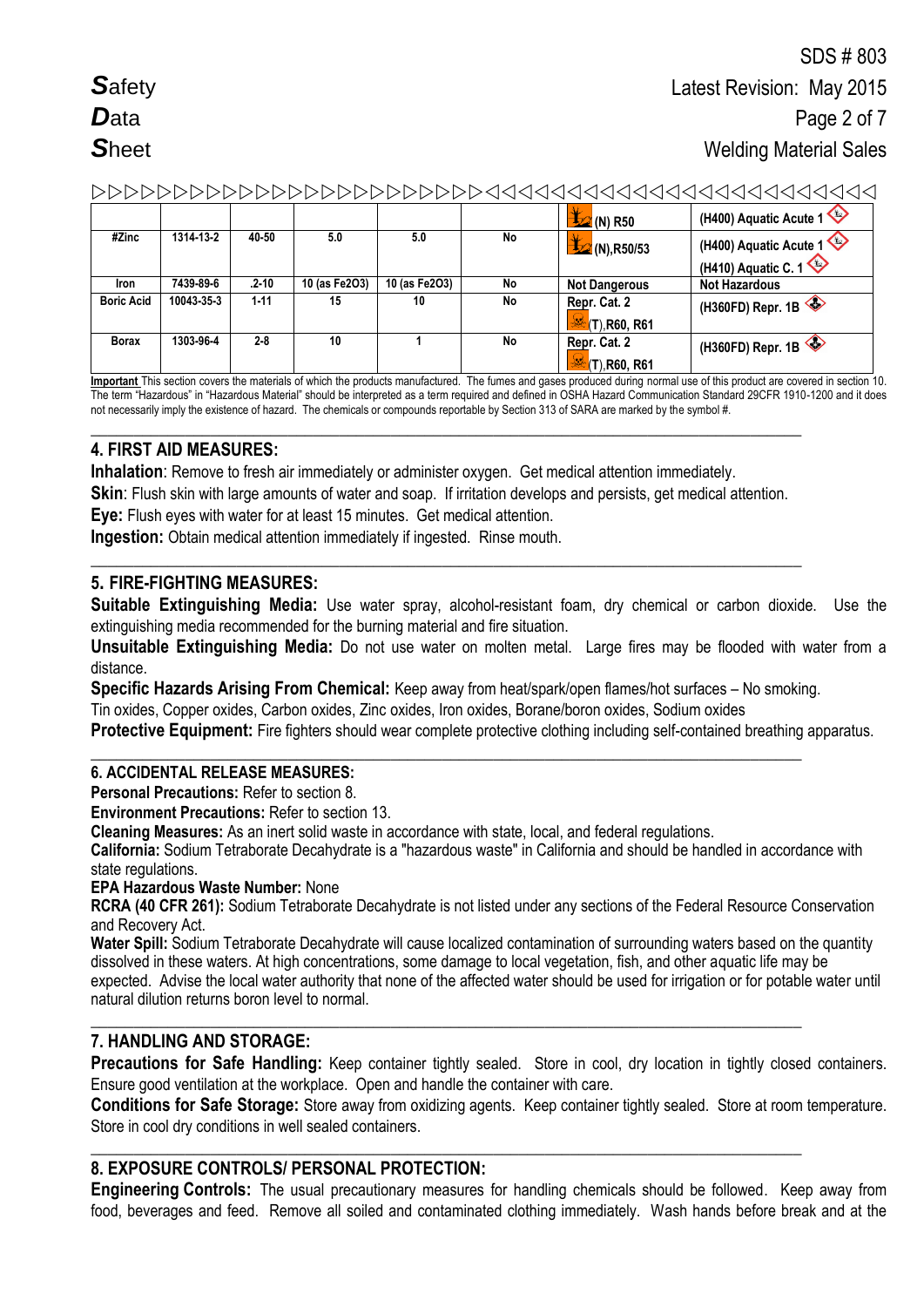| | | | | | | (N) R50 | (H400) Aquatic Acute 1 |
|---|---|---|---|---|---|---|---|
| #Zinc | 1314-13-2 | 40-50 | 5.0 | 5.0 | No | (N),R50/53 | (H400) Aquatic Acute 1 (H410) Aquatic C. 1 |
| Iron | 7439-89-6 | .2-10 | 10 (as Fe2O3) | 10 (as Fe2O3) | No | Not Dangerous | Not Hazardous |
| Boric Acid | 10043-35-3 | 1-11 | 15 | 10 | No | Repr. Cat. 2 (T),R60, R61 | (H360FD) Repr. 1B |
| Borax | 1303-96-4 | 2-8 | 10 | 1 | No | Repr. Cat. 2 (T),R60, R61 | (H360FD) Repr. 1B |

**Important** This section covers the materials of which the products manufactured. The fumes and gases produced during normal use of this product are covered in section 10. The term "Hazardous" in "Hazardous Material" should be interpreted as a term required and defined in OSHA Hazard Communication Standard 29CFR 1910-1200 and it does not necessarily imply the existence of hazard. The chemicals or compounds reportable by Section 313 of SARA are marked by the symbol #.

## 4. FIRST AID MEASURES:

**Inhalation**: Remove to fresh air immediately or administer oxygen. Get medical attention immediately.

**Skin**: Flush skin with large amounts of water and soap. If irritation develops and persists, get medical attention.

**Eye:** Flush eyes with water for at least 15 minutes. Get medical attention.

**Ingestion:** Obtain medical attention immediately if ingested. Rinse mouth.

## 5. FIRE-FIGHTING MEASURES:

**Suitable Extinguishing Media:** Use water spray, alcohol-resistant foam, dry chemical or carbon dioxide. Use the extinguishing media recommended for the burning material and fire situation.

**Unsuitable Extinguishing Media:** Do not use water on molten metal. Large fires may be flooded with water from a distance.

**Specific Hazards Arising From Chemical:** Keep away from heat/spark/open flames/hot surfaces – No smoking.

Tin oxides, Copper oxides, Carbon oxides, Zinc oxides, Iron oxides, Borane/boron oxides, Sodium oxides

**Protective Equipment:** Fire fighters should wear complete protective clothing including self-contained breathing apparatus.

## 6. ACCIDENTAL RELEASE MEASURES:

**Personal Precautions:** Refer to section 8.

**Environment Precautions:** Refer to section 13.

**Cleaning Measures:** As an inert solid waste in accordance with state, local, and federal regulations.

**California:** Sodium Tetraborate Decahydrate is a "hazardous waste" in California and should be handled in accordance with state regulations.

**EPA Hazardous Waste Number:** None

**RCRA (40 CFR 261):** Sodium Tetraborate Decahydrate is not listed under any sections of the Federal Resource Conservation and Recovery Act.

**Water Spill:** Sodium Tetraborate Decahydrate will cause localized contamination of surrounding waters based on the quantity dissolved in these waters. At high concentrations, some damage to local vegetation, fish, and other aquatic life may be expected. Advise the local water authority that none of the affected water should be used for irrigation or for potable water until natural dilution returns boron level to normal.

## 7. HANDLING AND STORAGE:

**Precautions for Safe Handling:** Keep container tightly sealed. Store in cool, dry location in tightly closed containers. Ensure good ventilation at the workplace. Open and handle the container with care.

**Conditions for Safe Storage:** Store away from oxidizing agents. Keep container tightly sealed. Store at room temperature. Store in cool dry conditions in well sealed containers.

## 8. EXPOSURE CONTROLS/ PERSONAL PROTECTION:

**Engineering Controls:** The usual precautionary measures for handling chemicals should be followed. Keep away from food, beverages and feed. Remove all soiled and contaminated clothing immediately. Wash hands before break and at the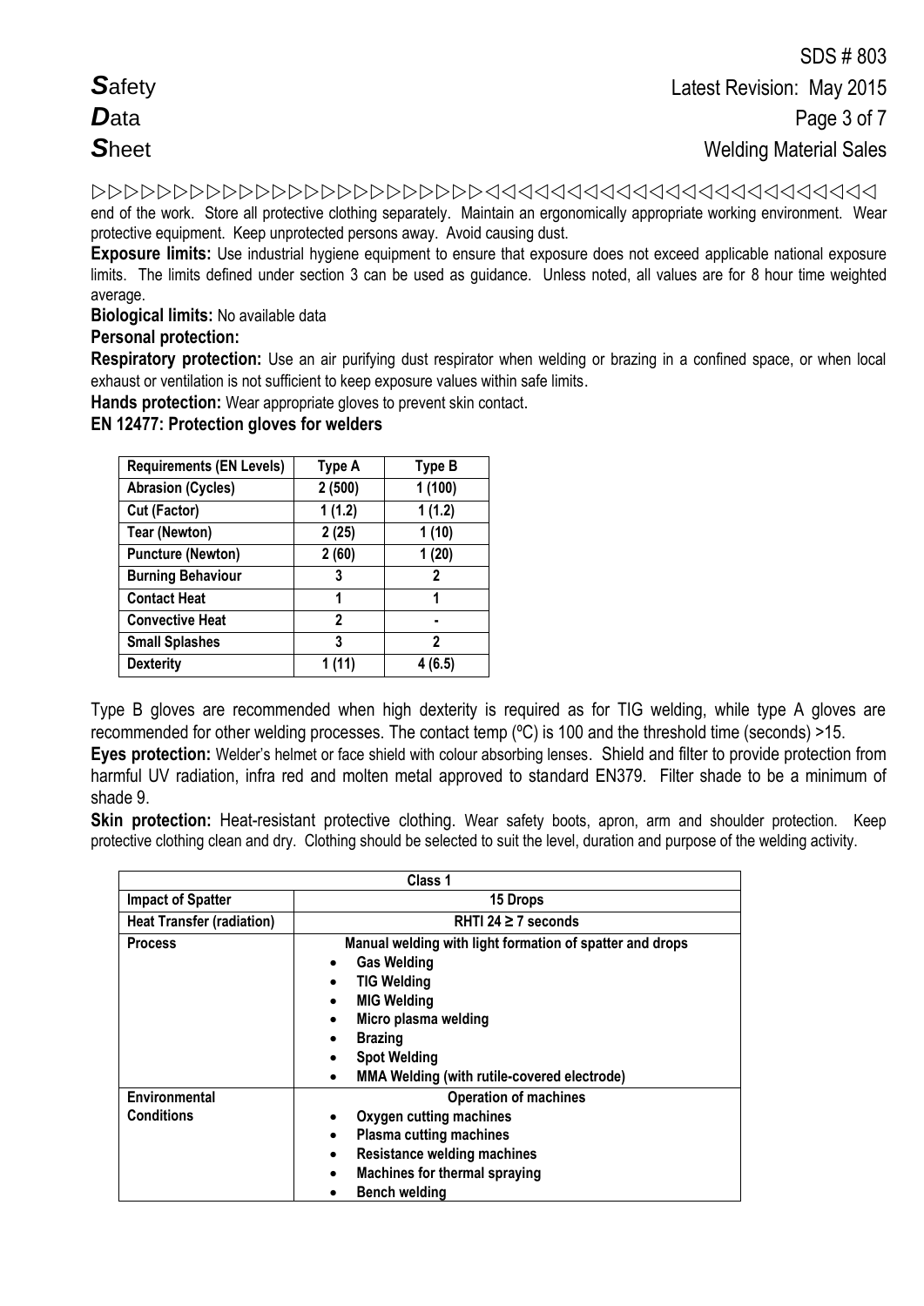end of the work. Store all protective clothing separately. Maintain an ergonomically appropriate working environment. Wear protective equipment. Keep unprotected persons away. Avoid causing dust.

**Exposure limits:** Use industrial hygiene equipment to ensure that exposure does not exceed applicable national exposure limits. The limits defined under section 3 can be used as guidance. Unless noted, all values are for 8 hour time weighted average.

**Biological limits:** No available data

**Personal protection:**

**Respiratory protection:** Use an air purifying dust respirator when welding or brazing in a confined space, or when local exhaust or ventilation is not sufficient to keep exposure values within safe limits.

**Hands protection:** Wear appropriate gloves to prevent skin contact.

**EN 12477: Protection gloves for welders**

| Requirements (EN Levels) | Type A | Type B |
|---|---|---|
| Abrasion (Cycles) | 2 (500) | 1 (100) |
| Cut (Factor) | 1 (1.2) | 1 (1.2) |
| Tear (Newton) | 2 (25) | 1 (10) |
| Puncture (Newton) | 2 (60) | 1 (20) |
| Burning Behaviour | 3 | 2 |
| Contact Heat | 1 | 1 |
| Convective Heat | 2 | - |
| Small Splashes | 3 | 2 |
| Dexterity | 1 (11) | 4 (6.5) |

Type B gloves are recommended when high dexterity is required as for TIG welding, while type A gloves are recommended for other welding processes. The contact temp (ºC) is 100 and the threshold time (seconds) >15.

**Eyes protection:** Welder's helmet or face shield with colour absorbing lenses. Shield and filter to provide protection from harmful UV radiation, infra red and molten metal approved to standard EN379. Filter shade to be a minimum of shade 9.

**Skin protection:** Heat-resistant protective clothing. Wear safety boots, apron, arm and shoulder protection. Keep protective clothing clean and dry. Clothing should be selected to suit the level, duration and purpose of the welding activity.

| Class 1 | |
|---|---|
| Impact of Spatter | 15 Drops |
| Heat Transfer (radiation) | RHTI 24 ≥ 7 seconds |
| Process | Manual welding with light formation of spatter and drops<br>• Gas Welding<br>• TIG Welding<br>• MIG Welding<br>• Micro plasma welding<br>• Brazing<br>• Spot Welding<br>• MMA Welding (with rutile-covered electrode) |
| Environmental Conditions | Operation of machines<br>• Oxygen cutting machines<br>• Plasma cutting machines<br>• Resistance welding machines<br>• Machines for thermal spraying<br>• Bench welding |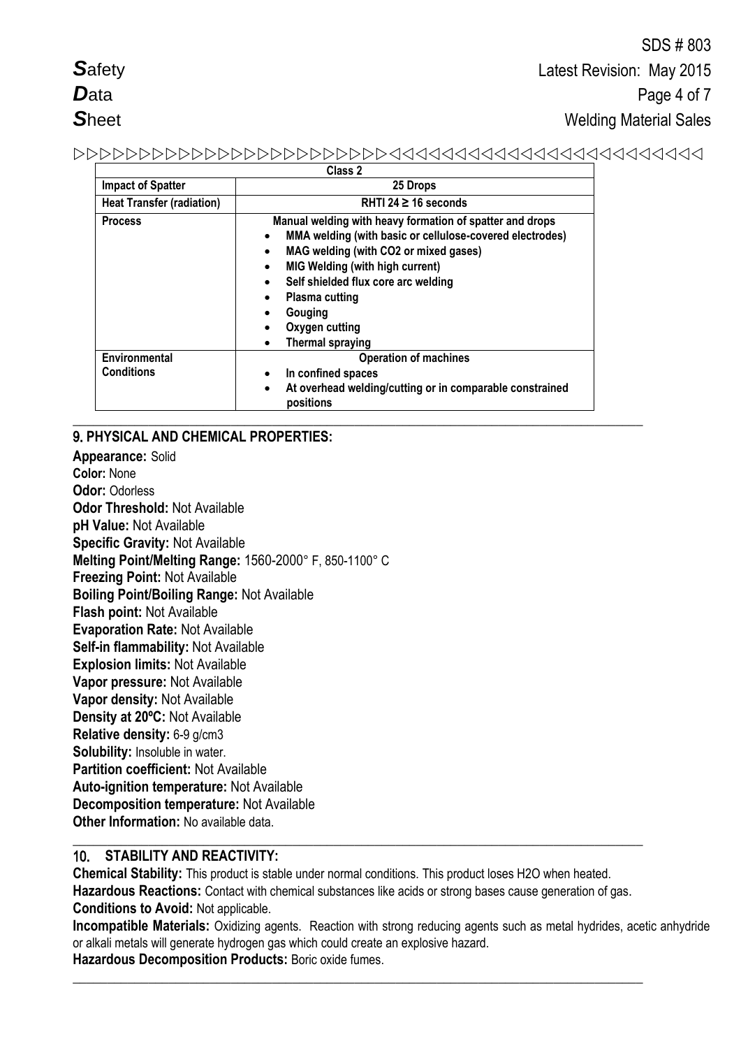| Class 2 | |
|---|---|
| **Impact of Spatter** | **25 Drops** |
| **Heat Transfer (radiation)** | **RHTI 24 ≥ 16 seconds** |
| **Process** | **Manual welding with heavy formation of spatter and drops**<br>• MMA welding (with basic or cellulose-covered electrodes)<br>• MAG welding (with CO2 or mixed gases)<br>• MIG Welding (with high current)<br>• Self shielded flux core arc welding<br>• Plasma cutting<br>• Gouging<br>• Oxygen cutting<br>• Thermal spraying |
| **Environmental Conditions** | **Operation of machines**<br>• In confined spaces<br>• At overhead welding/cutting or in comparable constrained positions |

## 9. PHYSICAL AND CHEMICAL PROPERTIES:

**Appearance:** Solid
**Color:** None
**Odor:** Odorless
**Odor Threshold:** Not Available
**pH Value:** Not Available
**Specific Gravity:** Not Available
**Melting Point/Melting Range:** 1560-2000° F, 850-1100° C
**Freezing Point:** Not Available
**Boiling Point/Boiling Range:** Not Available
**Flash point:** Not Available
**Evaporation Rate:** Not Available
**Self-in flammability:** Not Available
**Explosion limits:** Not Available
**Vapor pressure:** Not Available
**Vapor density:** Not Available
**Density at 20ºC:** Not Available
**Relative density:** 6-9 g/cm3
**Solubility:** Insoluble in water.
**Partition coefficient:** Not Available
**Auto-ignition temperature:** Not Available
**Decomposition temperature:** Not Available
**Other Information:** No available data.

## 10. STABILITY AND REACTIVITY:

**Chemical Stability:** This product is stable under normal conditions. This product loses $H_2O$ when heated.
**Hazardous Reactions:** Contact with chemical substances like acids or strong bases cause generation of gas.
**Conditions to Avoid:** Not applicable.
**Incompatible Materials:** Oxidizing agents. Reaction with strong reducing agents such as metal hydrides, acetic anhydride or alkali metals will generate hydrogen gas which could create an explosive hazard.
**Hazardous Decomposition Products:** Boric oxide fumes.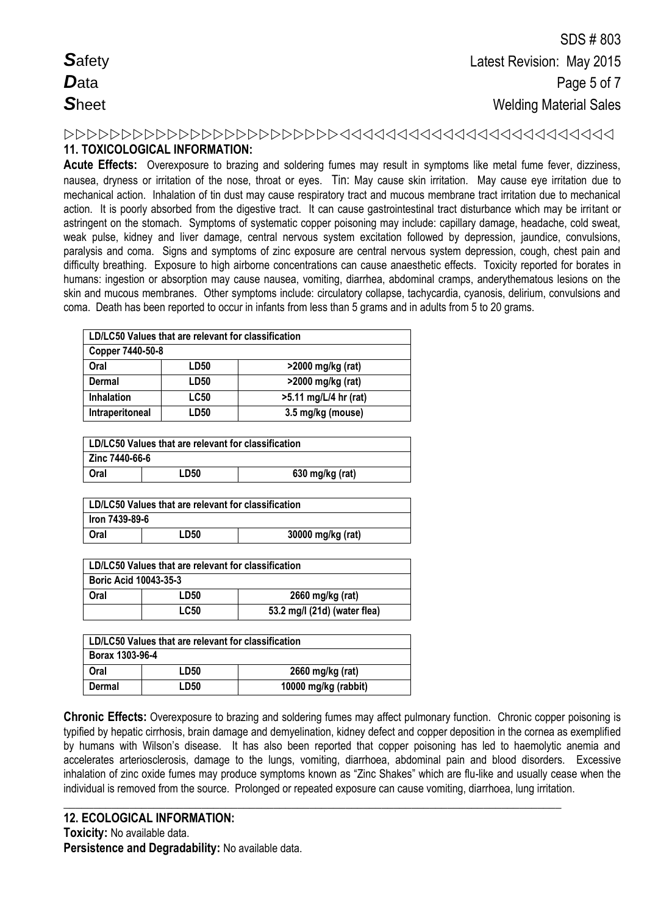## 11. TOXICOLOGICAL INFORMATION:

**Acute Effects:** Overexposure to brazing and soldering fumes may result in symptoms like metal fume fever, dizziness, nausea, dryness or irritation of the nose, throat or eyes. Tin: May cause skin irritation. May cause eye irritation due to mechanical action. Inhalation of tin dust may cause respiratory tract and mucous membrane tract irritation due to mechanical action. It is poorly absorbed from the digestive tract. It can cause gastrointestinal tract disturbance which may be irritant or astringent on the stomach. Symptoms of systematic copper poisoning may include: capillary damage, headache, cold sweat, weak pulse, kidney and liver damage, central nervous system excitation followed by depression, jaundice, convulsions, paralysis and coma. Signs and symptoms of zinc exposure are central nervous system depression, cough, chest pain and difficulty breathing. Exposure to high airborne concentrations can cause anaesthetic effects. Toxicity reported for borates in humans: ingestion or absorption may cause nausea, vomiting, diarrhea, abdominal cramps, anderythematous lesions on the skin and mucous membranes. Other symptoms include: circulatory collapse, tachycardia, cyanosis, delirium, convulsions and coma. Death has been reported to occur in infants from less than 5 grams and in adults from 5 to 20 grams.

| LD/LC50 Values that are relevant for classification | | |
|---|---|---|
| **Copper 7440-50-8** | | |
| Oral | LD50 | >2000 mg/kg (rat) |
| Dermal | LD50 | >2000 mg/kg (rat) |
| Inhalation | LC50 | >5.11 mg/L/4 hr (rat) |
| Intraperitoneal | LD50 | 3.5 mg/kg (mouse) |

| LD/LC50 Values that are relevant for classification | | |
|---|---|---|
| **Zinc 7440-66-6** | | |
| Oral | LD50 | 630 mg/kg (rat) |

| LD/LC50 Values that are relevant for classification | | |
|---|---|---|
| **Iron 7439-89-6** | | |
| Oral | LD50 | 30000 mg/kg (rat) |

| LD/LC50 Values that are relevant for classification | | |
|---|---|---|
| **Boric Acid 10043-35-3** | | |
| Oral | LD50 | 2660 mg/kg (rat) |
| | LC50 | 53.2 mg/l (21d) (water flea) |

| LD/LC50 Values that are relevant for classification | | |
|---|---|---|
| **Borax 1303-96-4** | | |
| Oral | LD50 | 2660 mg/kg (rat) |
| Dermal | LD50 | 10000 mg/kg (rabbit) |

**Chronic Effects:** Overexposure to brazing and soldering fumes may affect pulmonary function. Chronic copper poisoning is typified by hepatic cirrhosis, brain damage and demyelination, kidney defect and copper deposition in the cornea as exemplified by humans with Wilson's disease. It has also been reported that copper poisoning has led to haemolytic anemia and accelerates arteriosclerosis, damage to the lungs, vomiting, diarrhoea, abdominal pain and blood disorders. Excessive inhalation of zinc oxide fumes may produce symptoms known as "Zinc Shakes" which are flu-like and usually cease when the individual is removed from the source. Prolonged or repeated exposure can cause vomiting, diarrhoea, lung irritation.

## 12. ECOLOGICAL INFORMATION:

**Toxicity:** No available data.

**Persistence and Degradability:** No available data.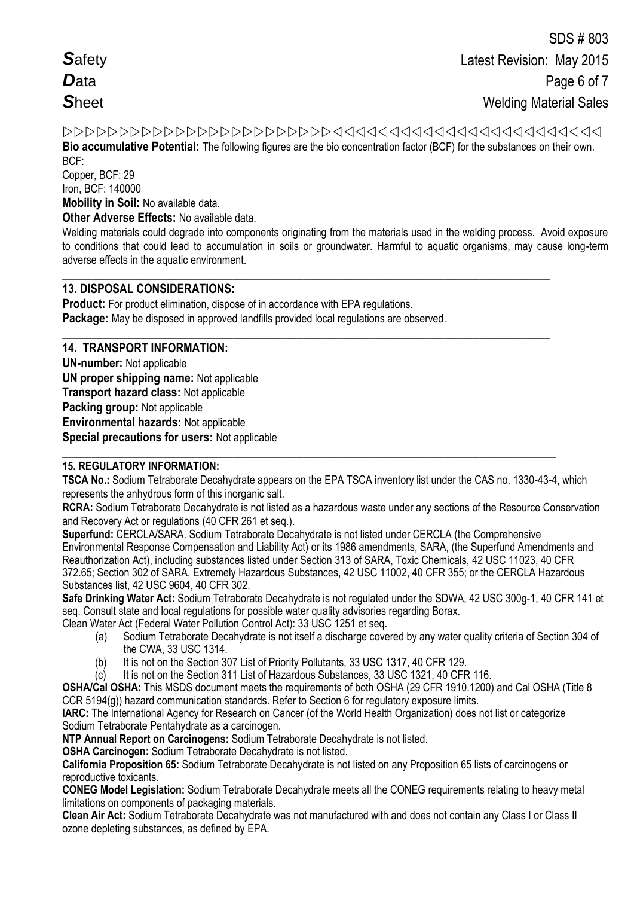**Bio accumulative Potential:** The following figures are the bio concentration factor (BCF) for the substances on their own.
BCF:
Copper, BCF: 29
Iron, BCF: 140000

**Mobility in Soil:** No available data.

**Other Adverse Effects:** No available data.

Welding materials could degrade into components originating from the materials used in the welding process. Avoid exposure to conditions that could lead to accumulation in soils or groundwater. Harmful to aquatic organisms, may cause long-term adverse effects in the aquatic environment.

## 13. DISPOSAL CONSIDERATIONS:

**Product:** For product elimination, dispose of in accordance with EPA regulations.
**Package:** May be disposed in approved landfills provided local regulations are observed.

## 14. TRANSPORT INFORMATION:

**UN-number:** Not applicable
**UN proper shipping name:** Not applicable
**Transport hazard class:** Not applicable
**Packing group:** Not applicable
**Environmental hazards:** Not applicable
**Special precautions for users:** Not applicable

## 15. REGULATORY INFORMATION:

**TSCA No.:** Sodium Tetraborate Decahydrate appears on the EPA TSCA inventory list under the CAS no. 1330-43-4, which represents the anhydrous form of this inorganic salt.

**RCRA:** Sodium Tetraborate Decahydrate is not listed as a hazardous waste under any sections of the Resource Conservation and Recovery Act or regulations (40 CFR 261 et seq.).

**Superfund:** CERCLA/SARA. Sodium Tetraborate Decahydrate is not listed under CERCLA (the Comprehensive Environmental Response Compensation and Liability Act) or its 1986 amendments, SARA, (the Superfund Amendments and Reauthorization Act), including substances listed under Section 313 of SARA, Toxic Chemicals, 42 USC 11023, 40 CFR 372.65; Section 302 of SARA, Extremely Hazardous Substances, 42 USC 11002, 40 CFR 355; or the CERCLA Hazardous Substances list, 42 USC 9604, 40 CFR 302.

**Safe Drinking Water Act:** Sodium Tetraborate Decahydrate is not regulated under the SDWA, 42 USC 300g-1, 40 CFR 141 et seq. Consult state and local regulations for possible water quality advisories regarding Borax.

Clean Water Act (Federal Water Pollution Control Act): 33 USC 1251 et seq.

(a) Sodium Tetraborate Decahydrate is not itself a discharge covered by any water quality criteria of Section 304 of the CWA, 33 USC 1314.
(b) It is not on the Section 307 List of Priority Pollutants, 33 USC 1317, 40 CFR 129.
(c) It is not on the Section 311 List of Hazardous Substances, 33 USC 1321, 40 CFR 116.

**OSHA/Cal OSHA:** This MSDS document meets the requirements of both OSHA (29 CFR 1910.1200) and Cal OSHA (Title 8 CCR 5194(g)) hazard communication standards. Refer to Section 6 for regulatory exposure limits.

**IARC:** The International Agency for Research on Cancer (of the World Health Organization) does not list or categorize Sodium Tetraborate Pentahydrate as a carcinogen.

**NTP Annual Report on Carcinogens:** Sodium Tetraborate Decahydrate is not listed.

**OSHA Carcinogen:** Sodium Tetraborate Decahydrate is not listed.

**California Proposition 65:** Sodium Tetraborate Decahydrate is not listed on any Proposition 65 lists of carcinogens or reproductive toxicants.

**CONEG Model Legislation:** Sodium Tetraborate Decahydrate meets all the CONEG requirements relating to heavy metal limitations on components of packaging materials.

**Clean Air Act:** Sodium Tetraborate Decahydrate was not manufactured with and does not contain any Class I or Class II ozone depleting substances, as defined by EPA.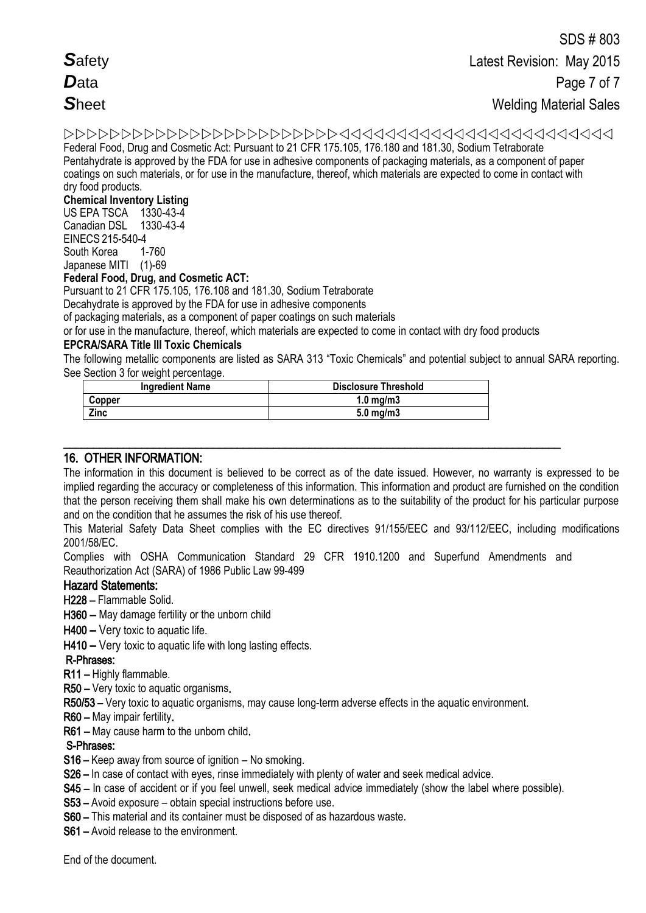▷▷▷▷▷▷▷▷▷▷▷▷▷▷▷▷▷▷▷▷▷▷▷◁◁◁◁◁◁◁◁◁◁◁◁◁◁◁◁◁◁◁◁◁◁◁◁◁

Federal Food, Drug and Cosmetic Act: Pursuant to 21 CFR 175.105, 176.180 and 181.30, Sodium Tetraborate Pentahydrate is approved by the FDA for use in adhesive components of packaging materials, as a component of paper coatings on such materials, or for use in the manufacture, thereof, which materials are expected to come in contact with dry food products.

**Chemical Inventory Listing**

US EPA TSCA 1330-43-4
Canadian DSL 1330-43-4
EINECS 215-540-4
South Korea 1-760
Japanese MITI (1)-69

**Federal Food, Drug, and Cosmetic ACT:**

Pursuant to 21 CFR 175.105, 176.108 and 181.30, Sodium Tetraborate Decahydrate is approved by the FDA for use in adhesive components of packaging materials, as a component of paper coatings on such materials or for use in the manufacture, thereof, which materials are expected to come in contact with dry food products

**EPCRA/SARA Title III Toxic Chemicals**

The following metallic components are listed as SARA 313 "Toxic Chemicals" and potential subject to annual SARA reporting. See Section 3 for weight percentage.

| Ingredient Name | Disclosure Threshold |
|---|---|
| **Copper** | **1.0 mg/m3** |
| **Zinc** | **5.0 mg/m3** |

## 16. OTHER INFORMATION:

The information in this document is believed to be correct as of the date issued. However, no warranty is expressed to be implied regarding the accuracy or completeness of this information. This information and product are furnished on the condition that the person receiving them shall make his own determinations as to the suitability of the product for his particular purpose and on the condition that he assumes the risk of his use thereof.

This Material Safety Data Sheet complies with the EC directives 91/155/EEC and 93/112/EEC, including modifications 2001/58/EC.

Complies with OSHA Communication Standard 29 CFR 1910.1200 and Superfund Amendments and Reauthorization Act (SARA) of 1986 Public Law 99-499

### Hazard Statements:

**H228 –** Flammable Solid.

**H360 –** May damage fertility or the unborn child

**H400 –** Very toxic to aquatic life.

**H410 –** Very toxic to aquatic life with long lasting effects.

### R-Phrases:

**R11 –** Highly flammable.

**R50 –** Very toxic to aquatic organisms.

**R50/53 –** Very toxic to aquatic organisms, may cause long-term adverse effects in the aquatic environment.

**R60 –** May impair fertility.

**R61 –** May cause harm to the unborn child.

### S-Phrases:

**S16 –** Keep away from source of ignition – No smoking.

**S26 –** In case of contact with eyes, rinse immediately with plenty of water and seek medical advice.

**S45 –** In case of accident or if you feel unwell, seek medical advice immediately (show the label where possible).

**S53 –** Avoid exposure – obtain special instructions before use.

**S60 –** This material and its container must be disposed of as hazardous waste.

**S61 –** Avoid release to the environment.

End of the document.